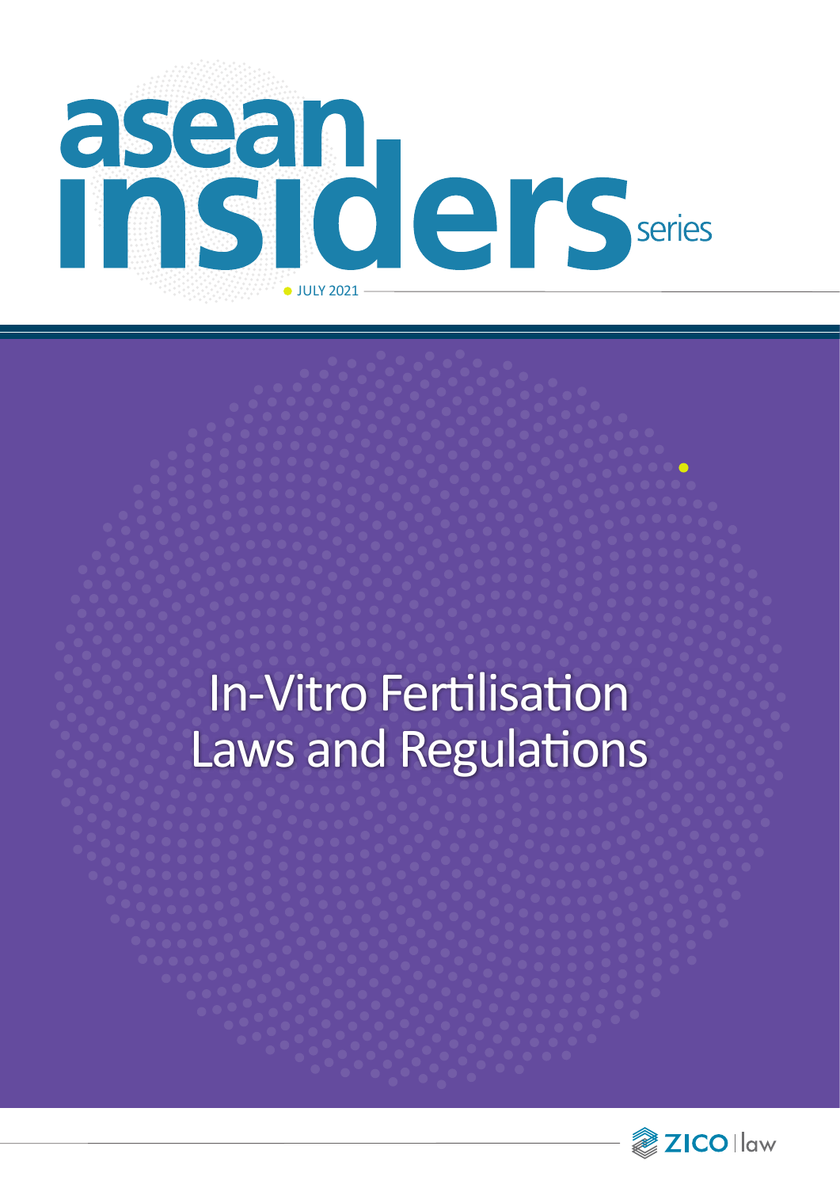# asean insiders series

JULY 2021

# In-Vitro Fertilisation Laws and Regulations

ZICO law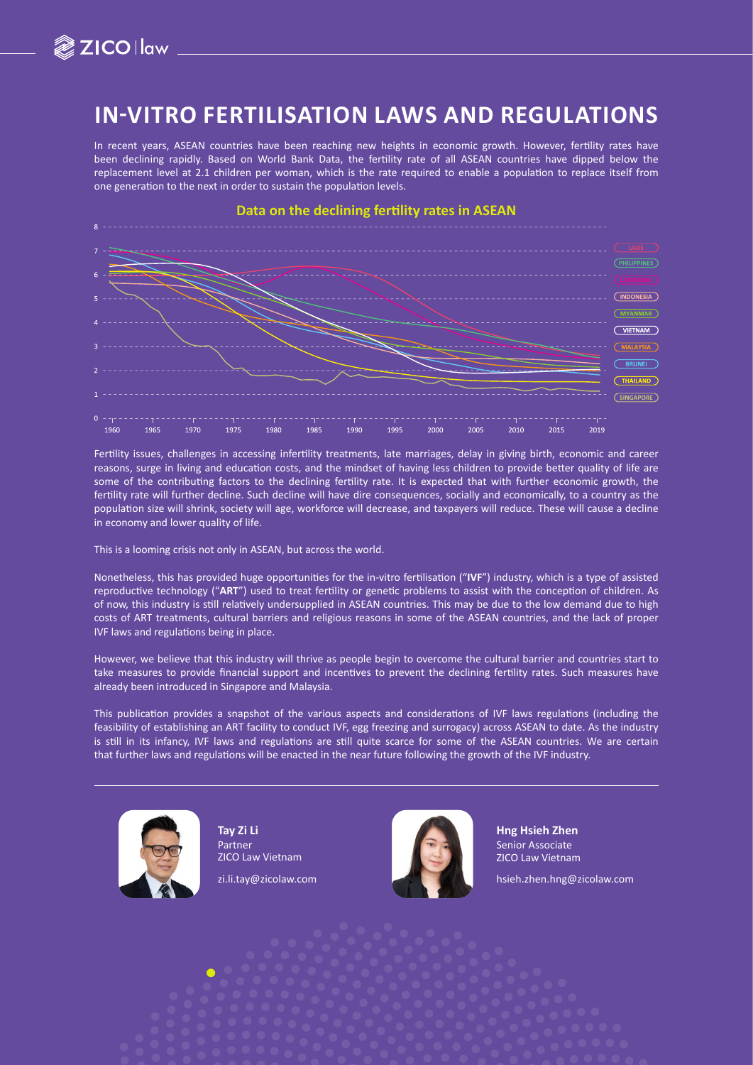# IN-VITRO FERTILISATION LAWS AND REGULATIONS

In recent years, ASEAN countries have been reaching new heights in economic growth. However, fertility rates have been declining rapidly. Based on World Bank Data, the fertility rate of all ASEAN countries have dipped below the replacement level at 2.1 children per woman, which is the rate required to enable a population to replace itself from one generation to the next in order to sustain the population levels.

**Data on the declining fertility rates in ASEAN**

Fertility issues, challenges in accessing infertility treatments, late marriages, delay in giving birth, economic and career reasons, surge in living and education costs, and the mindset of having less children to provide better quality of life are some of the contributing factors to the declining fertility rate. It is expected that with further economic growth, the fertility rate will further decline. Such decline will have dire consequences, socially and economically, to a country as the population size will shrink, society will age, workforce will decrease, and taxpayers will reduce. These will cause a decline in economy and lower quality of life.

This is a looming crisis not only in ASEAN, but across the world.

Nonetheless, this has provided huge opportunities for the in-vitro fertilisation ("**IVF**") industry, which is a type of assisted reproductive technology ("**ART**") used to treat fertility or genetic problems to assist with the conception of children. As of now, this industry is still relatively undersupplied in ASEAN countries. This may be due to the low demand due to high costs of ART treatments, cultural barriers and religious reasons in some of the ASEAN countries, and the lack of proper IVF laws and regulations being in place.

However, we believe that this industry will thrive as people begin to overcome the cultural barrier and countries start to take measures to provide financial support and incentives to prevent the declining fertility rates. Such measures have already been introduced in Singapore and Malaysia.

This publication provides a snapshot of the various aspects and considerations of IVF laws regulations (including the feasibility of establishing an ART facility to conduct IVF, egg freezing and surrogacy) across ASEAN to date. As the industry is still in its infancy, IVF laws and regulations are still quite scarce for some of the ASEAN countries. We are certain that further laws and regulations will be enacted in the near future following the growth of the IVF industry.

**Tay Zi Li**
Partner
ZICO Law Vietnam

zi.li.tay@zicolaw.com

**Hng Hsieh Zhen**
Senior Associate
ZICO Law Vietnam

hsieh.zhen.hng@zicolaw.com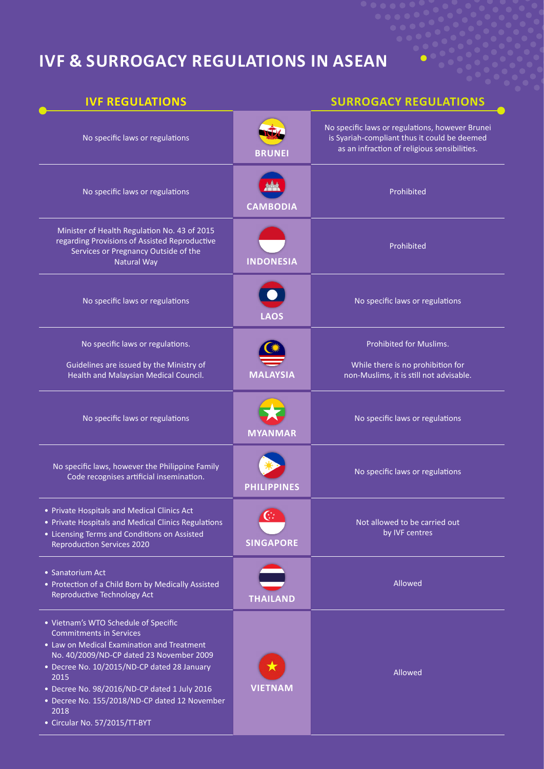# IVF & SURROGACY REGULATIONS IN ASEAN

| IVF REGULATIONS | Country | SURROGACY REGULATIONS |
|---|---|---|
| No specific laws or regulations | BRUNEI | No specific laws or regulations, however Brunei is Syariah-compliant thus it could be deemed as an infraction of religious sensibilities. |
| No specific laws or regulations | CAMBODIA | Prohibited |
| Minister of Health Regulation No. 43 of 2015 regarding Provisions of Assisted Reproductive Services or Pregnancy Outside of the Natural Way | INDONESIA | Prohibited |
| No specific laws or regulations | LAOS | No specific laws or regulations |
| No specific laws or regulations.<br><br>Guidelines are issued by the Ministry of Health and Malaysian Medical Council. | MALAYSIA | Prohibited for Muslims.<br><br>While there is no prohibition for non-Muslims, it is still not advisable. |
| No specific laws or regulations | MYANMAR | No specific laws or regulations |
| No specific laws, however the Philippine Family Code recognises artificial insemination. | PHILIPPINES | No specific laws or regulations |
| • Private Hospitals and Medical Clinics Act<br>• Private Hospitals and Medical Clinics Regulations<br>• Licensing Terms and Conditions on Assisted Reproduction Services 2020 | SINGAPORE | Not allowed to be carried out by IVF centres |
| • Sanatorium Act<br>• Protection of a Child Born by Medically Assisted Reproductive Technology Act | THAILAND | Allowed |
| • Vietnam's WTO Schedule of Specific Commitments in Services<br>• Law on Medical Examination and Treatment No. 40/2009/ND-CP dated 23 November 2009<br>• Decree No. 10/2015/ND-CP dated 28 January 2015<br>• Decree No. 98/2016/ND-CP dated 1 July 2016<br>• Decree No. 155/2018/ND-CP dated 12 November 2018<br>• Circular No. 57/2015/TT-BYT | VIETNAM | Allowed |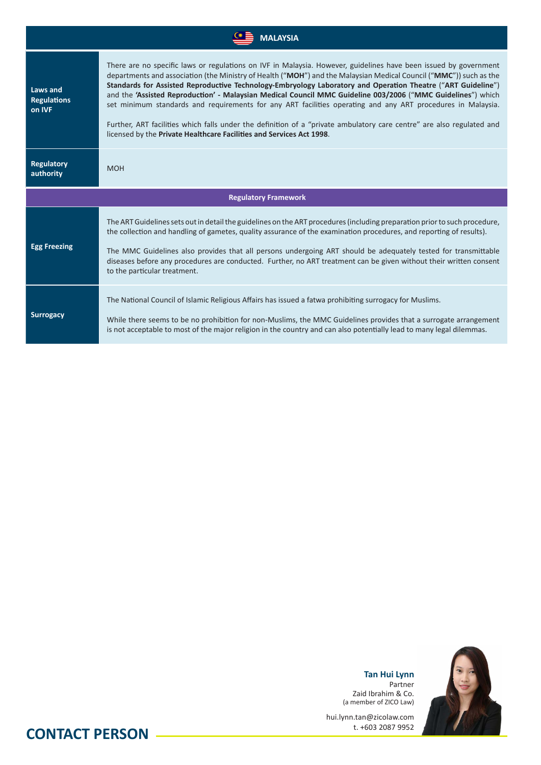## MALAYSIA

| | |
|---|---|
| **Laws and Regulations on IVF** | There are no specific laws or regulations on IVF in Malaysia. However, guidelines have been issued by government departments and association (the Ministry of Health ("**MOH**") and the Malaysian Medical Council ("**MMC**")) such as the **Standards for Assisted Reproductive Technology-Embryology Laboratory and Operation Theatre** ("**ART Guideline**") and the **'Assisted Reproduction' - Malaysian Medical Council MMC Guideline 003/2006** ("**MMC Guidelines**") which set minimum standards and requirements for any ART facilities operating and any ART procedures in Malaysia.<br><br>Further, ART facilities which falls under the definition of a "private ambulatory care centre" are also regulated and licensed by the **Private Healthcare Facilities and Services Act 1998**. |
| **Regulatory authority** | MOH |
| **Regulatory Framework** | |
| **Egg Freezing** | The ART Guidelines sets out in detail the guidelines on the ART procedures (including preparation prior to such procedure, the collection and handling of gametes, quality assurance of the examination procedures, and reporting of results).<br><br>The MMC Guidelines also provides that all persons undergoing ART should be adequately tested for transmittable diseases before any procedures are conducted. Further, no ART treatment can be given without their written consent to the particular treatment. |
| **Surrogacy** | The National Council of Islamic Religious Affairs has issued a fatwa prohibiting surrogacy for Muslims.<br><br>While there seems to be no prohibition for non-Muslims, the MMC Guidelines provides that a surrogate arrangement is not acceptable to most of the major religion in the country and can also potentially lead to many legal dilemmas. |

## CONTACT PERSON

**Tan Hui Lynn**
Partner
Zaid Ibrahim & Co.
(a member of ZICO Law)

hui.lynn.tan@zicolaw.com
t. +603 2087 9952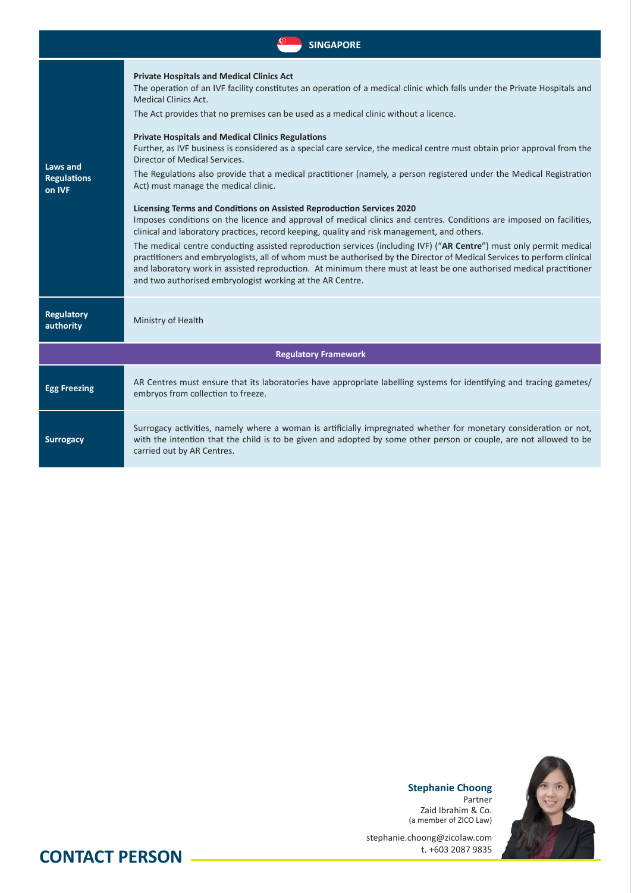## SINGAPORE

| | |
|---|---|
| **Laws and Regulations on IVF** | **Private Hospitals and Medical Clinics Act**<br>The operation of an IVF facility constitutes an operation of a medical clinic which falls under the Private Hospitals and Medical Clinics Act.<br>The Act provides that no premises can be used as a medical clinic without a licence.<br><br>**Private Hospitals and Medical Clinics Regulations**<br>Further, as IVF business is considered as a special care service, the medical centre must obtain prior approval from the Director of Medical Services.<br>The Regulations also provide that a medical practitioner (namely, a person registered under the Medical Registration Act) must manage the medical clinic.<br><br>**Licensing Terms and Conditions on Assisted Reproduction Services 2020**<br>Imposes conditions on the licence and approval of medical clinics and centres. Conditions are imposed on facilities, clinical and laboratory practices, record keeping, quality and risk management, and others.<br>The medical centre conducting assisted reproduction services (including IVF) ("**AR Centre**") must only permit medical practitioners and embryologists, all of whom must be authorised by the Director of Medical Services to perform clinical and laboratory work in assisted reproduction. At minimum there must at least be one authorised medical practitioner and two authorised embryologist working at the AR Centre. |
| **Regulatory authority** | Ministry of Health |
| **Regulatory Framework** | |
| **Egg Freezing** | AR Centres must ensure that its laboratories have appropriate labelling systems for identifying and tracing gametes/ embryos from collection to freeze. |
| **Surrogacy** | Surrogacy activities, namely where a woman is artificially impregnated whether for monetary consideration or not, with the intention that the child is to be given and adopted by some other person or couple, are not allowed to be carried out by AR Centres. |

## CONTACT PERSON

**Stephanie Choong**
Partner
Zaid Ibrahim & Co.
(a member of ZICO Law)

stephanie.choong@zicolaw.com
t. +603 2087 9835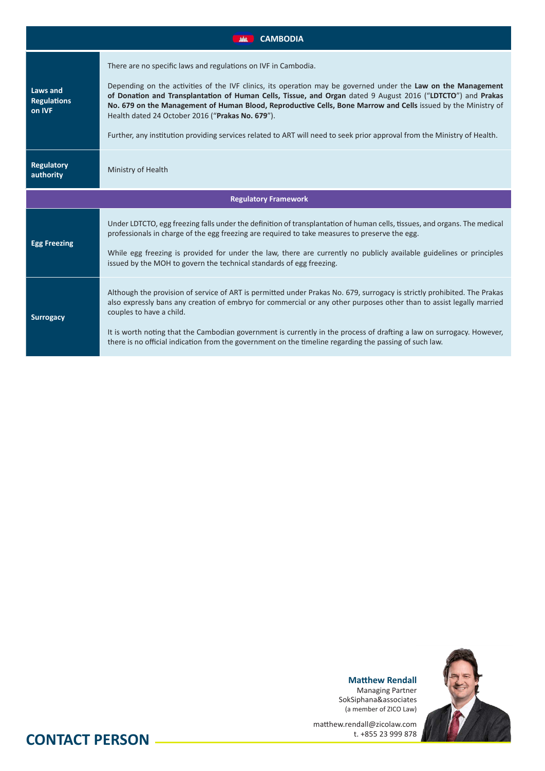## CAMBODIA

| | |
|---|---|
| **Laws and Regulations on IVF** | There are no specific laws and regulations on IVF in Cambodia.<br><br>Depending on the activities of the IVF clinics, its operation may be governed under the **Law on the Management of Donation and Transplantation of Human Cells, Tissue, and Organ** dated 9 August 2016 ("**LDTCTO**") and **Prakas No. 679 on the Management of Human Blood, Reproductive Cells, Bone Marrow and Cells** issued by the Ministry of Health dated 24 October 2016 ("**Prakas No. 679**").<br><br>Further, any institution providing services related to ART will need to seek prior approval from the Ministry of Health. |
| **Regulatory authority** | Ministry of Health |
| **Regulatory Framework** | |
| **Egg Freezing** | Under LDTCTO, egg freezing falls under the definition of transplantation of human cells, tissues, and organs. The medical professionals in charge of the egg freezing are required to take measures to preserve the egg.<br><br>While egg freezing is provided for under the law, there are currently no publicly available guidelines or principles issued by the MOH to govern the technical standards of egg freezing. |
| **Surrogacy** | Although the provision of service of ART is permitted under Prakas No. 679, surrogacy is strictly prohibited. The Prakas also expressly bans any creation of embryo for commercial or any other purposes other than to assist legally married couples to have a child.<br><br>It is worth noting that the Cambodian government is currently in the process of drafting a law on surrogacy. However, there is no official indication from the government on the timeline regarding the passing of such law. |

## CONTACT PERSON

**Matthew Rendall**
Managing Partner
SokSiphana&associates
(a member of ZICO Law)

matthew.rendall@zicolaw.com
t. +855 23 999 878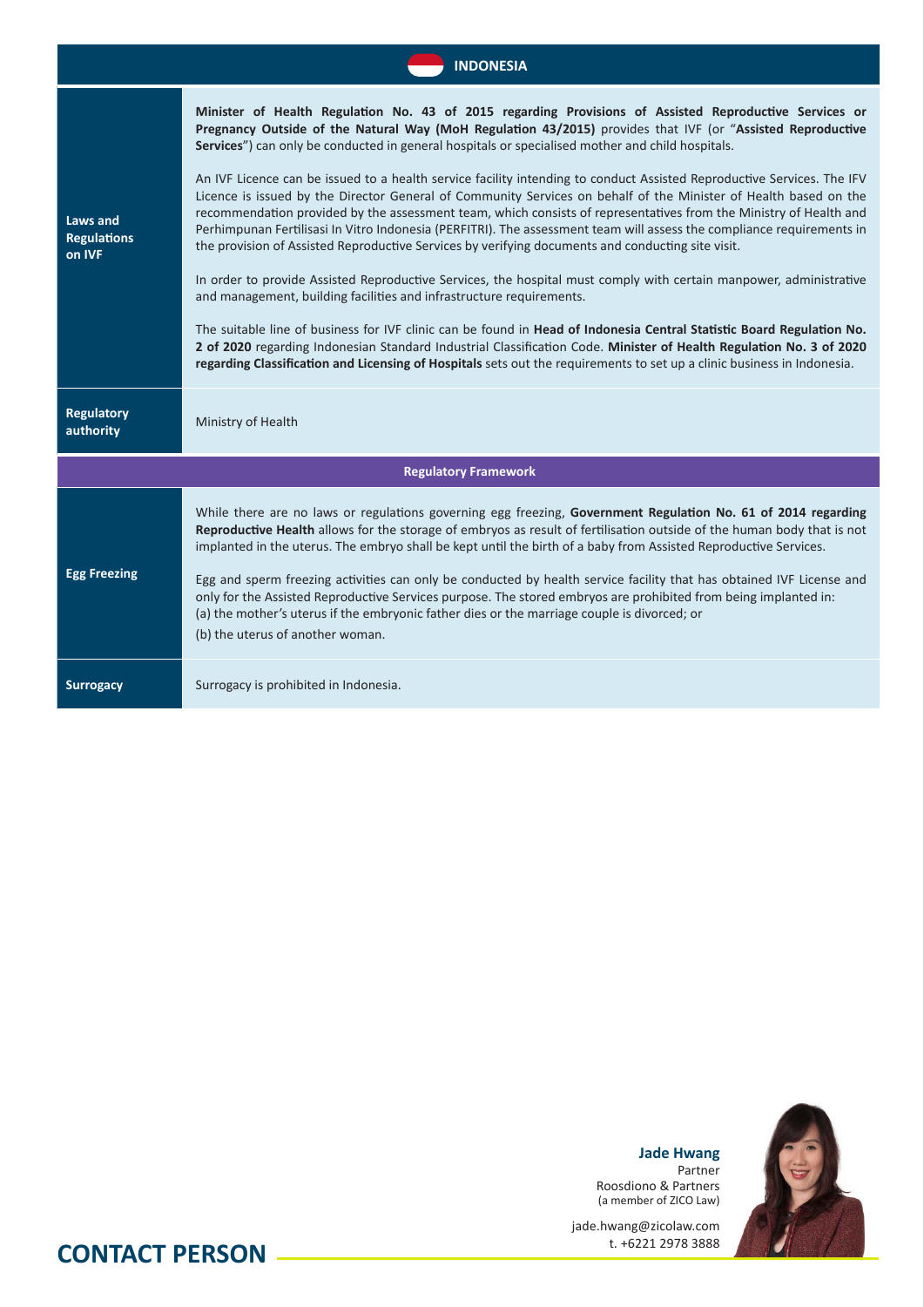## INDONESIA

| | |
|---|---|
| **Laws and Regulations on IVF** | **Minister of Health Regulation No. 43 of 2015 regarding Provisions of Assisted Reproductive Services or Pregnancy Outside of the Natural Way (MoH Regulation 43/2015)** provides that IVF (or "**Assisted Reproductive Services**") can only be conducted in general hospitals or specialised mother and child hospitals.<br><br>An IVF Licence can be issued to a health service facility intending to conduct Assisted Reproductive Services. The IFV Licence is issued by the Director General of Community Services on behalf of the Minister of Health based on the recommendation provided by the assessment team, which consists of representatives from the Ministry of Health and Perhimpunan Fertilisasi In Vitro Indonesia (PERFITRI). The assessment team will assess the compliance requirements in the provision of Assisted Reproductive Services by verifying documents and conducting site visit.<br><br>In order to provide Assisted Reproductive Services, the hospital must comply with certain manpower, administrative and management, building facilities and infrastructure requirements.<br><br>The suitable line of business for IVF clinic can be found in **Head of Indonesia Central Statistic Board Regulation No. 2 of 2020** regarding Indonesian Standard Industrial Classification Code. **Minister of Health Regulation No. 3 of 2020 regarding Classification and Licensing of Hospitals** sets out the requirements to set up a clinic business in Indonesia. |
| **Regulatory authority** | Ministry of Health |
| **Regulatory Framework** | |
| **Egg Freezing** | While there are no laws or regulations governing egg freezing, **Government Regulation No. 61 of 2014 regarding Reproductive Health** allows for the storage of embryos as result of fertilisation outside of the human body that is not implanted in the uterus. The embryo shall be kept until the birth of a baby from Assisted Reproductive Services.<br><br>Egg and sperm freezing activities can only be conducted by health service facility that has obtained IVF License and only for the Assisted Reproductive Services purpose. The stored embryos are prohibited from being implanted in:<br>(a) the mother's uterus if the embryonic father dies or the marriage couple is divorced; or<br>(b) the uterus of another woman. |
| **Surrogacy** | Surrogacy is prohibited in Indonesia. |

## CONTACT PERSON

**Jade Hwang**
Partner
Roosdiono & Partners
(a member of ZICO Law)

jade.hwang@zicolaw.com
t. +6221 2978 3888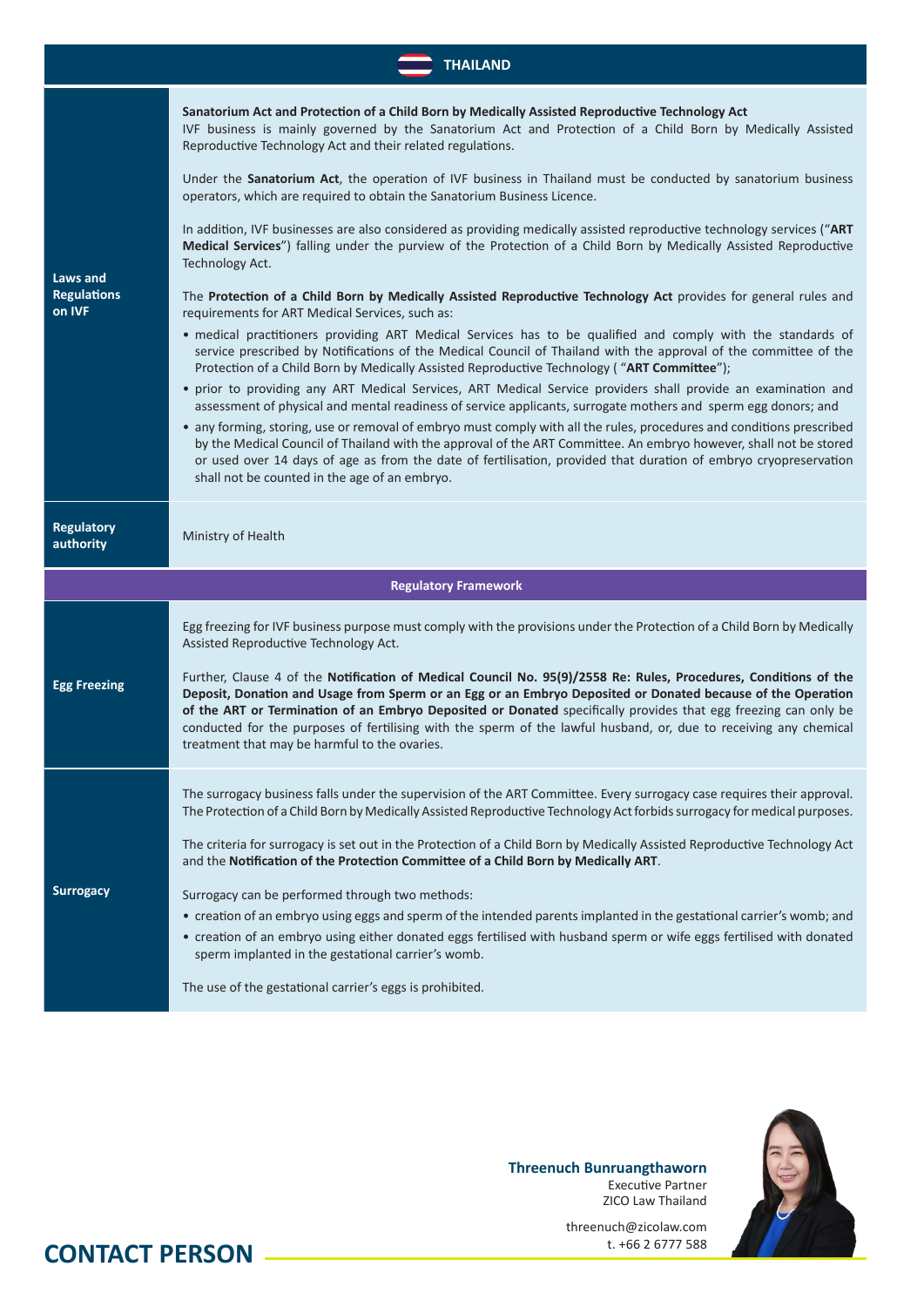## THAILAND

| | |
|---|---|
| **Laws and Regulations on IVF** | **Sanatorium Act and Protection of a Child Born by Medically Assisted Reproductive Technology Act**<br>IVF business is mainly governed by the Sanatorium Act and Protection of a Child Born by Medically Assisted Reproductive Technology Act and their related regulations.<br><br>Under the **Sanatorium Act**, the operation of IVF business in Thailand must be conducted by sanatorium business operators, which are required to obtain the Sanatorium Business Licence.<br><br>In addition, IVF businesses are also considered as providing medically assisted reproductive technology services ("**ART Medical Services**") falling under the purview of the Protection of a Child Born by Medically Assisted Reproductive Technology Act.<br><br>The **Protection of a Child Born by Medically Assisted Reproductive Technology Act** provides for general rules and requirements for ART Medical Services, such as:<br>• medical practitioners providing ART Medical Services has to be qualified and comply with the standards of service prescribed by Notifications of the Medical Council of Thailand with the approval of the committee of the Protection of a Child Born by Medically Assisted Reproductive Technology ( "**ART Committee**");<br>• prior to providing any ART Medical Services, ART Medical Service providers shall provide an examination and assessment of physical and mental readiness of service applicants, surrogate mothers and sperm egg donors; and<br>• any forming, storing, use or removal of embryo must comply with all the rules, procedures and conditions prescribed by the Medical Council of Thailand with the approval of the ART Committee. An embryo however, shall not be stored or used over 14 days of age as from the date of fertilisation, provided that duration of embryo cryopreservation shall not be counted in the age of an embryo. |
| **Regulatory authority** | Ministry of Health |
| **Regulatory Framework** | |
| **Egg Freezing** | Egg freezing for IVF business purpose must comply with the provisions under the Protection of a Child Born by Medically Assisted Reproductive Technology Act.<br><br>Further, Clause 4 of the **Notification of Medical Council No. 95(9)/2558 Re: Rules, Procedures, Conditions of the Deposit, Donation and Usage from Sperm or an Egg or an Embryo Deposited or Donated because of the Operation of the ART or Termination of an Embryo Deposited or Donated** specifically provides that egg freezing can only be conducted for the purposes of fertilising with the sperm of the lawful husband, or, due to receiving any chemical treatment that may be harmful to the ovaries. |
| **Surrogacy** | The surrogacy business falls under the supervision of the ART Committee. Every surrogacy case requires their approval. The Protection of a Child Born by Medically Assisted Reproductive Technology Act forbids surrogacy for medical purposes.<br><br>The criteria for surrogacy is set out in the Protection of a Child Born by Medically Assisted Reproductive Technology Act and the **Notification of the Protection Committee of a Child Born by Medically ART**.<br><br>Surrogacy can be performed through two methods:<br>• creation of an embryo using eggs and sperm of the intended parents implanted in the gestational carrier's womb; and<br>• creation of an embryo using either donated eggs fertilised with husband sperm or wife eggs fertilised with donated sperm implanted in the gestational carrier's womb.<br><br>The use of the gestational carrier's eggs is prohibited. |

## CONTACT PERSON

**Threenuch Bunruangthaworn**
Executive Partner
ZICO Law Thailand

threenuch@zicolaw.com
t. +66 2 6777 588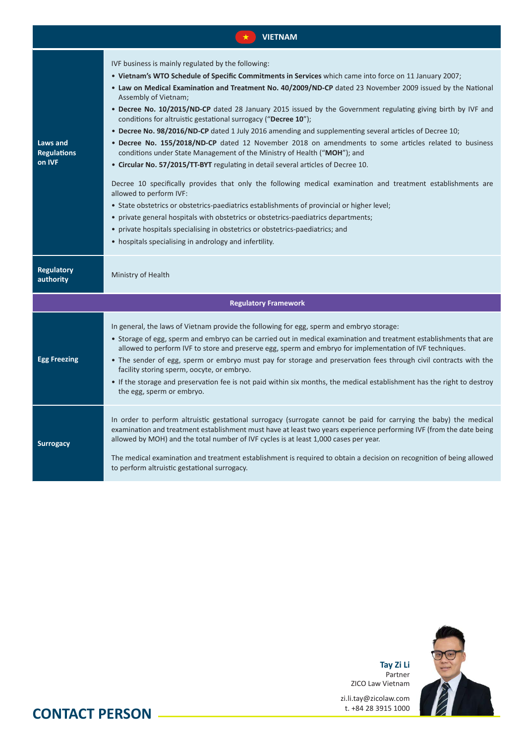## VIETNAM

| | |
|---|---|
| **Laws and Regulations on IVF** | IVF business is mainly regulated by the following:<br>• **Vietnam's WTO Schedule of Specific Commitments in Services** which came into force on 11 January 2007;<br>• **Law on Medical Examination and Treatment No. 40/2009/ND-CP** dated 23 November 2009 issued by the National Assembly of Vietnam;<br>• **Decree No. 10/2015/ND-CP** dated 28 January 2015 issued by the Government regulating giving birth by IVF and conditions for altruistic gestational surrogacy ("**Decree 10**");<br>• **Decree No. 98/2016/ND-CP** dated 1 July 2016 amending and supplementing several articles of Decree 10;<br>• **Decree No. 155/2018/ND-CP** dated 12 November 2018 on amendments to some articles related to business conditions under State Management of the Ministry of Health ("**MOH**"); and<br>• **Circular No. 57/2015/TT-BYT** regulating in detail several articles of Decree 10.<br><br>Decree 10 specifically provides that only the following medical examination and treatment establishments are allowed to perform IVF:<br>• State obstetrics or obstetrics-paediatrics establishments of provincial or higher level;<br>• private general hospitals with obstetrics or obstetrics-paediatrics departments;<br>• private hospitals specialising in obstetrics or obstetrics-paediatrics; and<br>• hospitals specialising in andrology and infertility. |
| **Regulatory authority** | Ministry of Health |
| **Regulatory Framework** | |
| **Egg Freezing** | In general, the laws of Vietnam provide the following for egg, sperm and embryo storage:<br>• Storage of egg, sperm and embryo can be carried out in medical examination and treatment establishments that are allowed to perform IVF to store and preserve egg, sperm and embryo for implementation of IVF techniques.<br>• The sender of egg, sperm or embryo must pay for storage and preservation fees through civil contracts with the facility storing sperm, oocyte, or embryo.<br>• If the storage and preservation fee is not paid within six months, the medical establishment has the right to destroy the egg, sperm or embryo. |
| **Surrogacy** | In order to perform altruistic gestational surrogacy (surrogate cannot be paid for carrying the baby) the medical examination and treatment establishment must have at least two years experience performing IVF (from the date being allowed by MOH) and the total number of IVF cycles is at least 1,000 cases per year.<br><br>The medical examination and treatment establishment is required to obtain a decision on recognition of being allowed to perform altruistic gestational surrogacy. |

## CONTACT PERSON

**Tay Zi Li**
Partner
ZICO Law Vietnam

zi.li.tay@zicolaw.com
t. +84 28 3915 1000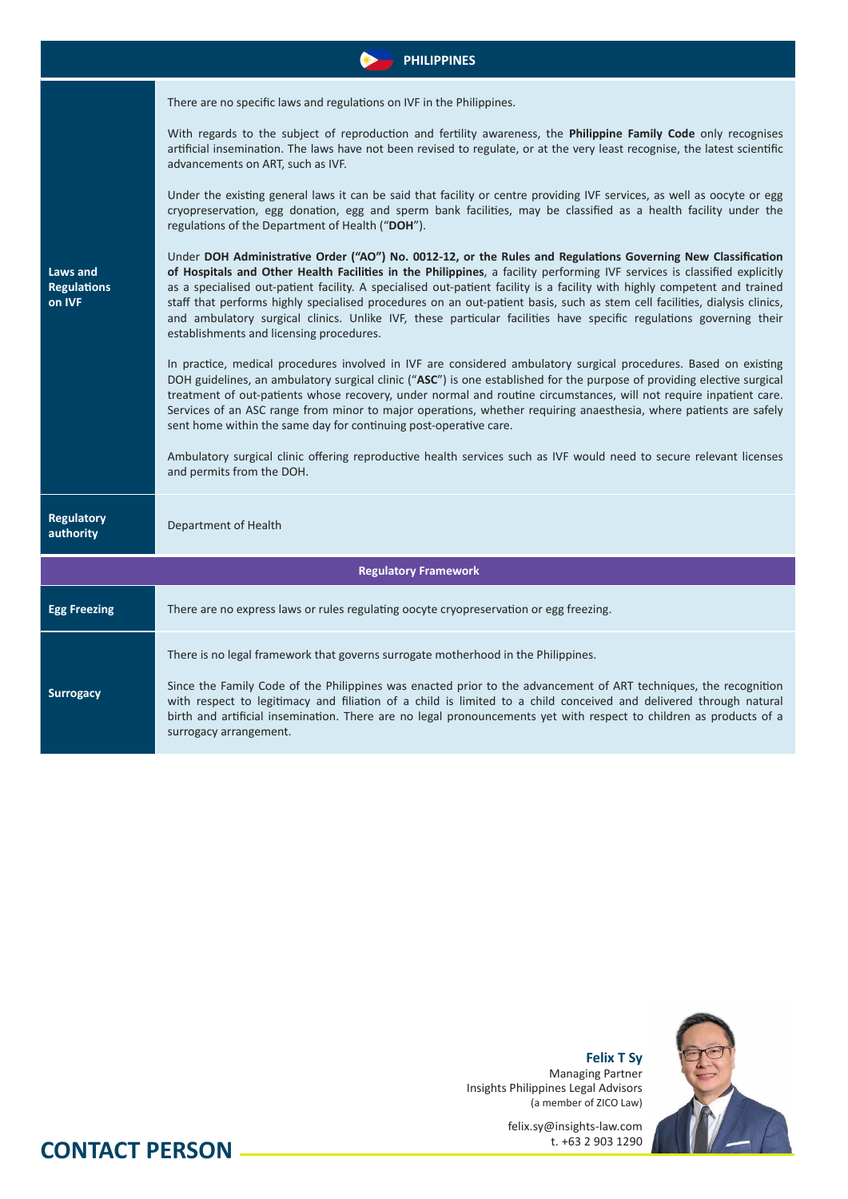## PHILIPPINES

| | |
|---|---|
| **Laws and Regulations on IVF** | There are no specific laws and regulations on IVF in the Philippines.<br><br>With regards to the subject of reproduction and fertility awareness, the **Philippine Family Code** only recognises artificial insemination. The laws have not been revised to regulate, or at the very least recognise, the latest scientific advancements on ART, such as IVF.<br><br>Under the existing general laws it can be said that facility or centre providing IVF services, as well as oocyte or egg cryopreservation, egg donation, egg and sperm bank facilities, may be classified as a health facility under the regulations of the Department of Health ("**DOH**").<br><br>Under **DOH Administrative Order ("AO") No. 0012-12, or the Rules and Regulations Governing New Classification of Hospitals and Other Health Facilities in the Philippines**, a facility performing IVF services is classified explicitly as a specialised out-patient facility. A specialised out-patient facility is a facility with highly competent and trained staff that performs highly specialised procedures on an out-patient basis, such as stem cell facilities, dialysis clinics, and ambulatory surgical clinics. Unlike IVF, these particular facilities have specific regulations governing their establishments and licensing procedures.<br><br>In practice, medical procedures involved in IVF are considered ambulatory surgical procedures. Based on existing DOH guidelines, an ambulatory surgical clinic ("**ASC**") is one established for the purpose of providing elective surgical treatment of out-patients whose recovery, under normal and routine circumstances, will not require inpatient care. Services of an ASC range from minor to major operations, whether requiring anaesthesia, where patients are safely sent home within the same day for continuing post-operative care.<br><br>Ambulatory surgical clinic offering reproductive health services such as IVF would need to secure relevant licenses and permits from the DOH. |
| **Regulatory authority** | Department of Health |
| **Regulatory Framework** | |
| **Egg Freezing** | There are no express laws or rules regulating oocyte cryopreservation or egg freezing. |
| **Surrogacy** | There is no legal framework that governs surrogate motherhood in the Philippines.<br><br>Since the Family Code of the Philippines was enacted prior to the advancement of ART techniques, the recognition with respect to legitimacy and filiation of a child is limited to a child conceived and delivered through natural birth and artificial insemination. There are no legal pronouncements yet with respect to children as products of a surrogacy arrangement. |

## CONTACT PERSON

**Felix T Sy**
Managing Partner
Insights Philippines Legal Advisors
(a member of ZICO Law)

felix.sy@insights-law.com
t. +63 2 903 1290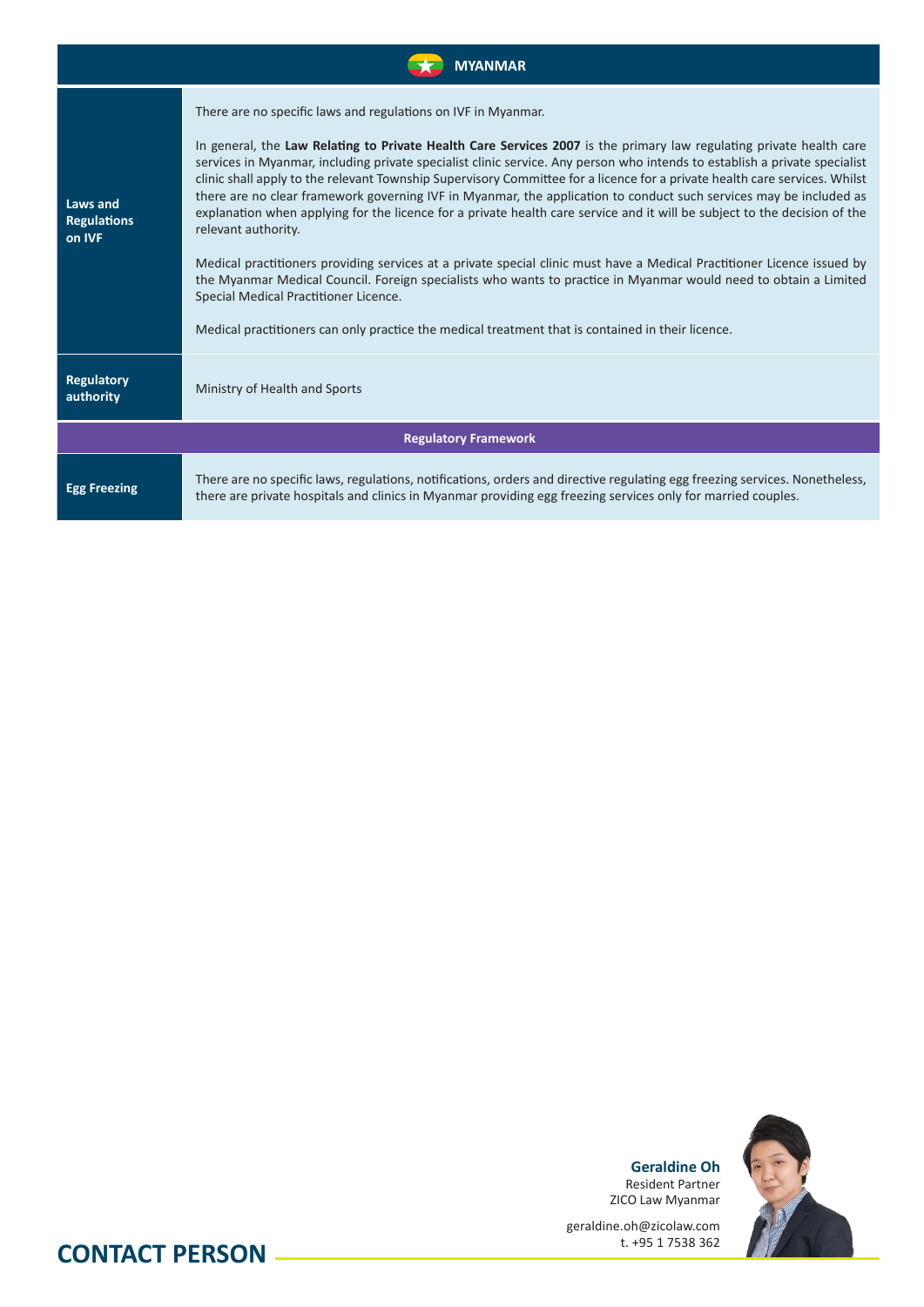## MYANMAR

| | |
|---|---|
| **Laws and Regulations on IVF** | There are no specific laws and regulations on IVF in Myanmar.<br><br>In general, the **Law Relating to Private Health Care Services 2007** is the primary law regulating private health care services in Myanmar, including private specialist clinic service. Any person who intends to establish a private specialist clinic shall apply to the relevant Township Supervisory Committee for a licence for a private health care services. Whilst there are no clear framework governing IVF in Myanmar, the application to conduct such services may be included as explanation when applying for the licence for a private health care service and it will be subject to the decision of the relevant authority.<br><br>Medical practitioners providing services at a private special clinic must have a Medical Practitioner Licence issued by the Myanmar Medical Council. Foreign specialists who wants to practice in Myanmar would need to obtain a Limited Special Medical Practitioner Licence.<br><br>Medical practitioners can only practice the medical treatment that is contained in their licence. |
| **Regulatory authority** | Ministry of Health and Sports |
| **Regulatory Framework** | |
| **Egg Freezing** | There are no specific laws, regulations, notifications, orders and directive regulating egg freezing services. Nonetheless, there are private hospitals and clinics in Myanmar providing egg freezing services only for married couples. |

## CONTACT PERSON

**Geraldine Oh**
Resident Partner
ZICO Law Myanmar

geraldine.oh@zicolaw.com
t. +95 1 7538 362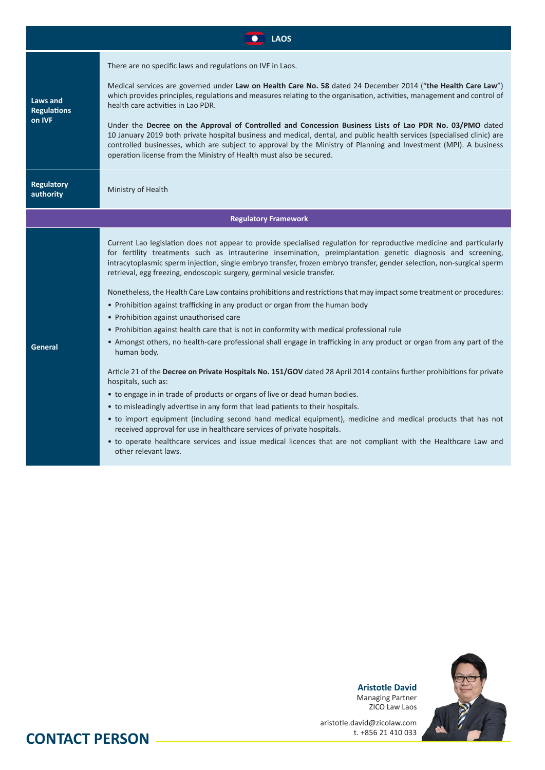## LAOS

| | |
|---|---|
| **Laws and Regulations on IVF** | There are no specific laws and regulations on IVF in Laos.<br><br>Medical services are governed under **Law on Health Care No. 58** dated 24 December 2014 ("**the Health Care Law**") which provides principles, regulations and measures relating to the organisation, activities, management and control of health care activities in Lao PDR.<br><br>Under the **Decree on the Approval of Controlled and Concession Business Lists of Lao PDR No. 03/PMO** dated 10 January 2019 both private hospital business and medical, dental, and public health services (specialised clinic) are controlled businesses, which are subject to approval by the Ministry of Planning and Investment (MPI). A business operation license from the Ministry of Health must also be secured. |
| **Regulatory authority** | Ministry of Health |

### Regulatory Framework

| | |
|---|---|
| **General** | Current Lao legislation does not appear to provide specialised regulation for reproductive medicine and particularly for fertility treatments such as intrauterine insemination, preimplantation genetic diagnosis and screening, intracytoplasmic sperm injection, single embryo transfer, frozen embryo transfer, gender selection, non-surgical sperm retrieval, egg freezing, endoscopic surgery, germinal vesicle transfer.<br><br>Nonetheless, the Health Care Law contains prohibitions and restrictions that may impact some treatment or procedures:<br>• Prohibition against trafficking in any product or organ from the human body<br>• Prohibition against unauthorised care<br>• Prohibition against health care that is not in conformity with medical professional rule<br>• Amongst others, no health-care professional shall engage in trafficking in any product or organ from any part of the human body.<br><br>Article 21 of the **Decree on Private Hospitals No. 151/GOV** dated 28 April 2014 contains further prohibitions for private hospitals, such as:<br>• to engage in in trade of products or organs of live or dead human bodies.<br>• to misleadingly advertise in any form that lead patients to their hospitals.<br>• to import equipment (including second hand medical equipment), medicine and medical products that has not received approval for use in healthcare services of private hospitals.<br>• to operate healthcare services and issue medical licences that are not compliant with the Healthcare Law and other relevant laws. |

## CONTACT PERSON

**Aristotle David**
Managing Partner
ZICO Law Laos

aristotle.david@zicolaw.com
t. +856 21 410 033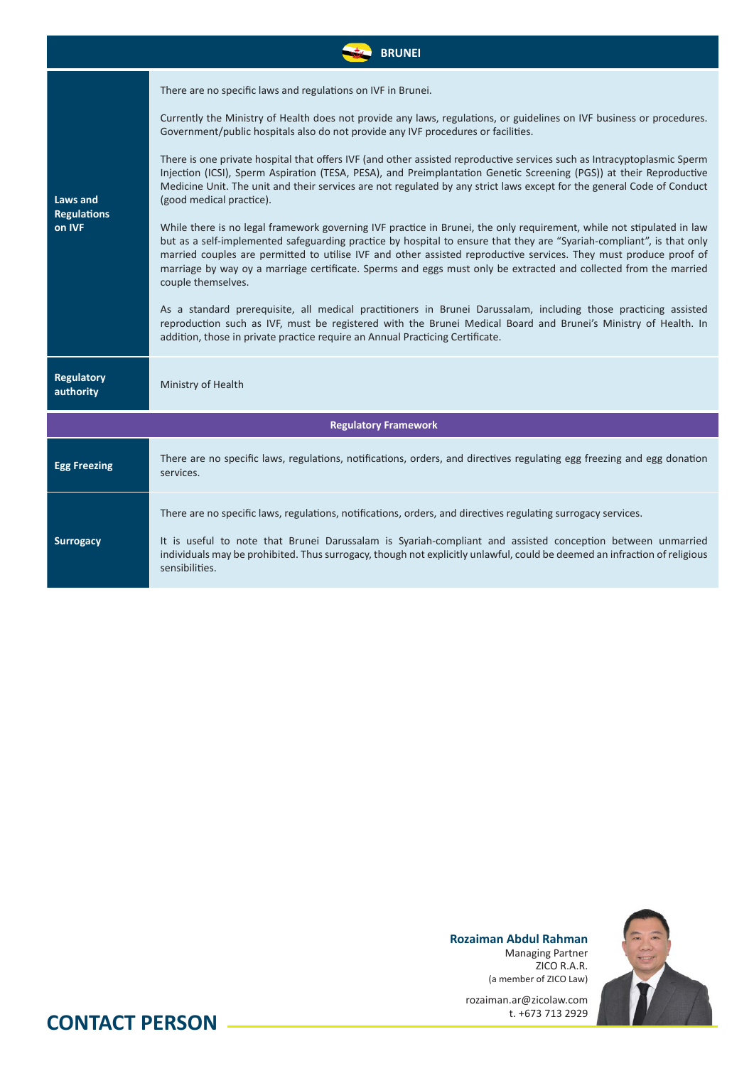## BRUNEI

| | |
|---|---|
| **Laws and Regulations on IVF** | There are no specific laws and regulations on IVF in Brunei.<br><br>Currently the Ministry of Health does not provide any laws, regulations, or guidelines on IVF business or procedures. Government/public hospitals also do not provide any IVF procedures or facilities.<br><br>There is one private hospital that offers IVF (and other assisted reproductive services such as Intracyptoplasmic Sperm Injection (ICSI), Sperm Aspiration (TESA, PESA), and Preimplantation Genetic Screening (PGS)) at their Reproductive Medicine Unit. The unit and their services are not regulated by any strict laws except for the general Code of Conduct (good medical practice).<br><br>While there is no legal framework governing IVF practice in Brunei, the only requirement, while not stipulated in law but as a self-implemented safeguarding practice by hospital to ensure that they are "Syariah-compliant", is that only married couples are permitted to utilise IVF and other assisted reproductive services. They must produce proof of marriage by way oy a marriage certificate. Sperms and eggs must only be extracted and collected from the married couple themselves.<br><br>As a standard prerequisite, all medical practitioners in Brunei Darussalam, including those practicing assisted reproduction such as IVF, must be registered with the Brunei Medical Board and Brunei's Ministry of Health. In addition, those in private practice require an Annual Practicing Certificate. |
| **Regulatory authority** | Ministry of Health |
| **Regulatory Framework** | |
| **Egg Freezing** | There are no specific laws, regulations, notifications, orders, and directives regulating egg freezing and egg donation services. |
| **Surrogacy** | There are no specific laws, regulations, notifications, orders, and directives regulating surrogacy services.<br><br>It is useful to note that Brunei Darussalam is Syariah-compliant and assisted conception between unmarried individuals may be prohibited. Thus surrogacy, though not explicitly unlawful, could be deemed an infraction of religious sensibilities. |

## CONTACT PERSON

**Rozaiman Abdul Rahman**
Managing Partner
ZICO R.A.R.
(a member of ZICO Law)

rozaiman.ar@zicolaw.com
t. +673 713 2929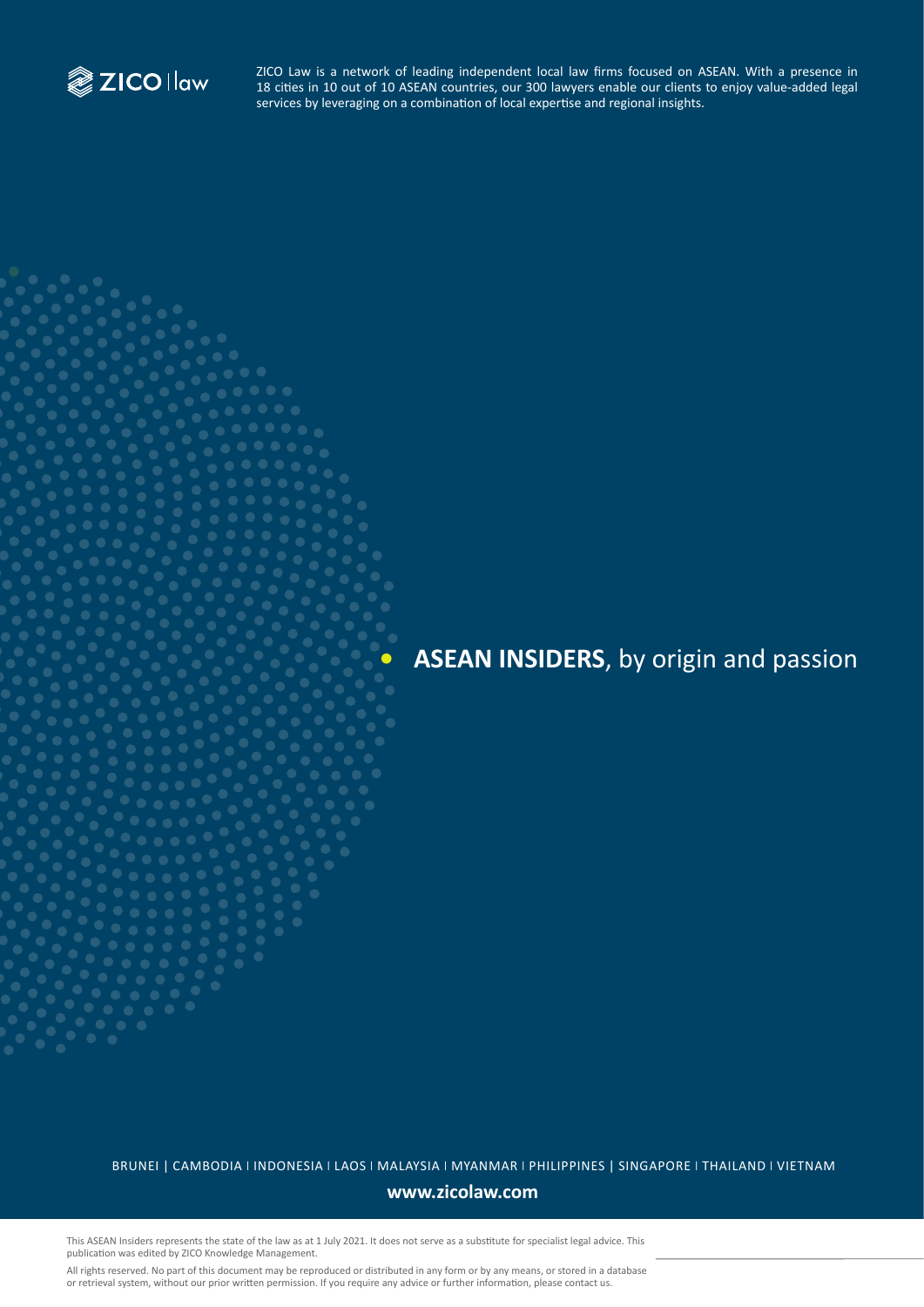ZICO | law

ZICO Law is a network of leading independent local law firms focused on ASEAN. With a presence in 18 cities in 10 out of 10 ASEAN countries, our 300 lawyers enable our clients to enjoy value-added legal services by leveraging on a combination of local expertise and regional insights.

**ASEAN INSIDERS**, by origin and passion

BRUNEI | CAMBODIA | INDONESIA | LAOS | MALAYSIA | MYANMAR | PHILIPPINES | SINGAPORE | THAILAND | VIETNAM

**www.zicolaw.com**

This ASEAN Insiders represents the state of the law as at 1 July 2021. It does not serve as a substitute for specialist legal advice. This publication was edited by ZICO Knowledge Management.

All rights reserved. No part of this document may be reproduced or distributed in any form or by any means, or stored in a database or retrieval system, without our prior written permission. If you require any advice or further information, please contact us.